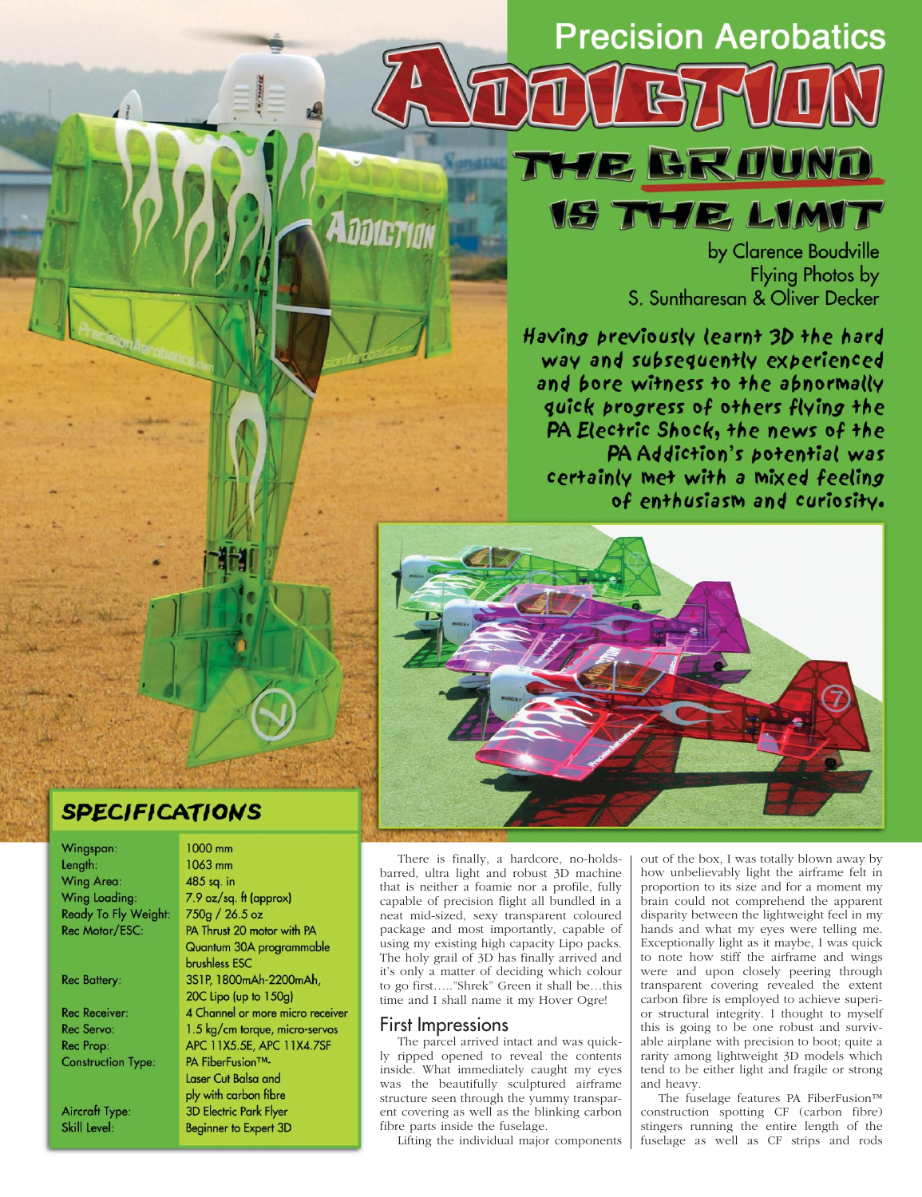# Precision Aerobatics

# ADDICTION

## THE GROUND IS THE LIMIT

by Clarence Boudville
Flying Photos by
S. Suntharesan & Oliver Decker

*Having previously learnt 3D the hard way and subsequently experienced and bore witness to the abnormally quick progress of others flying the PA Electric Shock, the news of the PA Addiction's potential was certainly met with a mixed feeling of enthusiasm and curiosity.*

## SPECIFICATIONS

| | |
|---|---|
| Wingspan: | 1000 mm |
| Length: | 1063 mm |
| Wing Area: | 485 sq. in |
| Wing Loading: | 7.9 oz/sq. ft (approx) |
| Ready To Fly Weight: | 750g / 26.5 oz |
| Rec Motor/ESC: | PA Thrust 20 motor with PA Quantum 30A programmable brushless ESC |
| Rec Battery: | 3S1P, 1800mAh-2200mAh, 20C Lipo (up to 150g) |
| Rec Receiver: | 4 Channel or more micro receiver |
| Rec Servo: | 1.5 kg/cm torque, micro-servos |
| Rec Prop: | APC 11X5.5E, APC 11X4.7SF |
| Construction Type: | PA FiberFusion™- Laser Cut Balsa and ply with carbon fibre |
| Aircraft Type: | 3D Electric Park Flyer |
| Skill Level: | Beginner to Expert 3D |

There is finally, a hardcore, no-holds-barred, ultra light and robust 3D machine that is neither a foamie nor a profile, fully capable of precision flight all bundled in a neat mid-sized, sexy transparent coloured package and most importantly, capable of using my existing high capacity Lipo packs. The holy grail of 3D has finally arrived and it's only a matter of deciding which colour to go first….."Shrek" Green it shall be…this time and I shall name it my Hover Ogre!

### First Impressions

The parcel arrived intact and was quickly ripped opened to reveal the contents inside. What immediately caught my eyes was the beautifully sculptured airframe structure seen through the yummy transparent covering as well as the blinking carbon fibre parts inside the fuselage.

Lifting the individual major components out of the box, I was totally blown away by how unbelievably light the airframe felt in proportion to its size and for a moment my brain could not comprehend the apparent disparity between the lightweight feel in my hands and what my eyes were telling me. Exceptionally light as it maybe, I was quick to note how stiff the airframe and wings were and upon closely peering through transparent covering revealed the extent carbon fibre is employed to achieve superior structural integrity. I thought to myself this is going to be one robust and survivable airplane with precision to boot; quite a rarity among lightweight 3D models which tend to be either light and fragile or strong and heavy.

The fuselage features PA FiberFusion™ construction spotting CF (carbon fibre) stingers running the entire length of the fuselage as well as CF strips and rods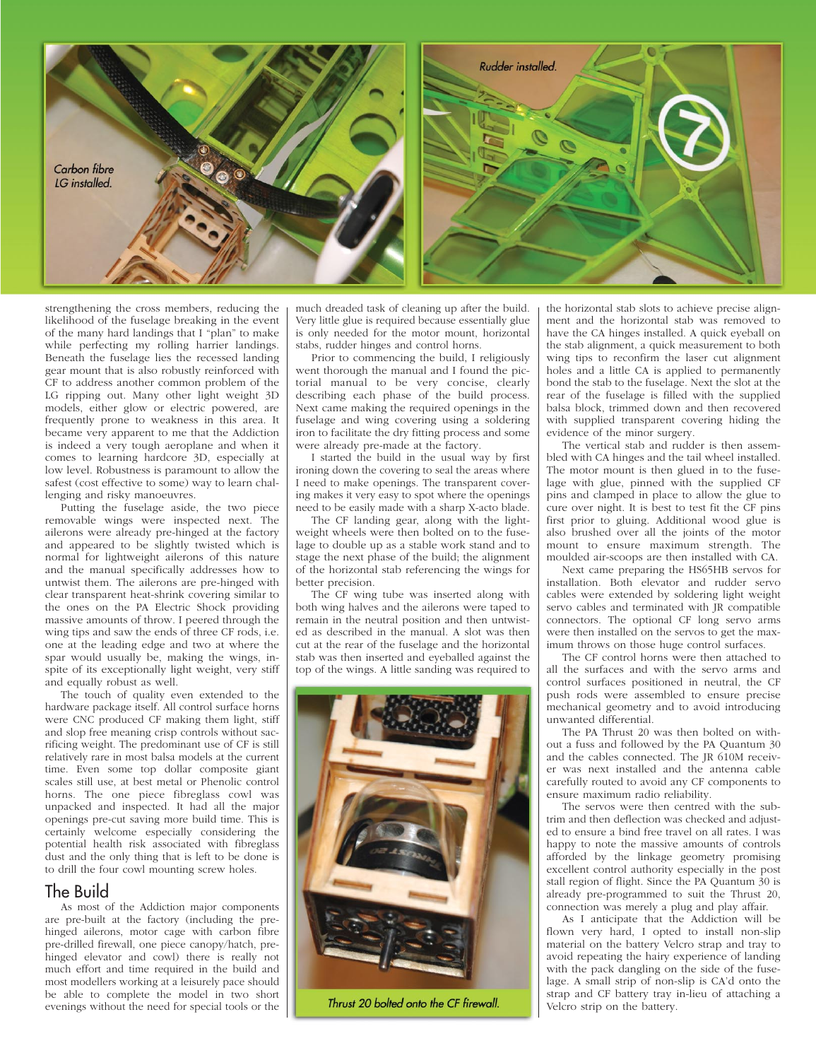Carbon fibre LG installed.

Rudder installed.

strengthening the cross members, reducing the likelihood of the fuselage breaking in the event of the many hard landings that I "plan" to make while perfecting my rolling harrier landings. Beneath the fuselage lies the recessed landing gear mount that is also robustly reinforced with CF to address another common problem of the LG ripping out. Many other light weight 3D models, either glow or electric powered, are frequently prone to weakness in this area. It became very apparent to me that the Addiction is indeed a very tough aeroplane and when it comes to learning hardcore 3D, especially at low level. Robustness is paramount to allow the safest (cost effective to some) way to learn challenging and risky manoeuvres.

Putting the fuselage aside, the two piece removable wings were inspected next. The ailerons were already pre-hinged at the factory and appeared to be slightly twisted which is normal for lightweight ailerons of this nature and the manual specifically addresses how to untwist them. The ailerons are pre-hinged with clear transparent heat-shrink covering similar to the ones on the PA Electric Shock providing massive amounts of throw. I peered through the wing tips and saw the ends of three CF rods, i.e. one at the leading edge and two at where the spar would usually be, making the wings, inspite of its exceptionally light weight, very stiff and equally robust as well.

The touch of quality even extended to the hardware package itself. All control surface horns were CNC produced CF making them light, stiff and slop free meaning crisp controls without sacrificing weight. The predominant use of CF is still relatively rare in most balsa models at the current time. Even some top dollar composite giant scales still use, at best metal or Phenolic control horns. The one piece fibreglass cowl was unpacked and inspected. It had all the major openings pre-cut saving more build time. This is certainly welcome especially considering the potential health risk associated with fibreglass dust and the only thing that is left to be done is to drill the four cowl mounting screw holes.

## The Build

As most of the Addiction major components are pre-built at the factory (including the pre-hinged ailerons, motor cage with carbon fibre pre-drilled firewall, one piece canopy/hatch, pre-hinged elevator and cowl) there is really not much effort and time required in the build and most modellers working at a leisurely pace should be able to complete the model in two short evenings without the need for special tools or the much dreaded task of cleaning up after the build. Very little glue is required because essentially glue is only needed for the motor mount, horizontal stabs, rudder hinges and control horns.

Prior to commencing the build, I religiously went thorough the manual and I found the pictorial manual to be very concise, clearly describing each phase of the build process. Next came making the required openings in the fuselage and wing covering using a soldering iron to facilitate the dry fitting process and some were already pre-made at the factory.

I started the build in the usual way by first ironing down the covering to seal the areas where I need to make openings. The transparent covering makes it very easy to spot where the openings need to be easily made with a sharp X-acto blade.

The CF landing gear, along with the lightweight wheels were then bolted on to the fuselage to double up as a stable work stand and to stage the next phase of the build; the alignment of the horizontal stab referencing the wings for better precision.

The CF wing tube was inserted along with both wing halves and the ailerons were taped to remain in the neutral position and then untwisted as described in the manual. A slot was then cut at the rear of the fuselage and the horizontal stab was then inserted and eyeballed against the top of the wings. A little sanding was required to the horizontal stab slots to achieve precise alignment and the horizontal stab was removed to have the CA hinges installed. A quick eyeball on the stab alignment, a quick measurement to both wing tips to reconfirm the laser cut alignment holes and a little CA is applied to permanently bond the stab to the fuselage. Next the slot at the rear of the fuselage is filled with the supplied balsa block, trimmed down and then recovered with supplied transparent covering hiding the evidence of the minor surgery.

Thrust 20 bolted onto the CF firewall.

The vertical stab and rudder is then assembled with CA hinges and the tail wheel installed. The motor mount is then glued in to the fuselage with glue, pinned with the supplied CF pins and clamped in place to allow the glue to cure over night. It is best to test fit the CF pins first prior to gluing. Additional wood glue is also brushed over all the joints of the motor mount to ensure maximum strength. The moulded air-scoops are then installed with CA.

Next came preparing the HS65HB servos for installation. Both elevator and rudder servo cables were extended by soldering light weight servo cables and terminated with JR compatible connectors. The optional CF long servo arms were then installed on the servos to get the maximum throws on those huge control surfaces.

The CF control horns were then attached to all the surfaces and with the servo arms and control surfaces positioned in neutral, the CF push rods were assembled to ensure precise mechanical geometry and to avoid introducing unwanted differential.

The PA Thrust 20 was then bolted on without a fuss and followed by the PA Quantum 30 and the cables connected. The JR 610M receiver was next installed and the antenna cable carefully routed to avoid any CF components to ensure maximum radio reliability.

The servos were then centred with the subtrim and then deflection was checked and adjusted to ensure a bind free travel on all rates. I was happy to note the massive amounts of controls afforded by the linkage geometry promising excellent control authority especially in the post stall region of flight. Since the PA Quantum 30 is already pre-programmed to suit the Thrust 20, connection was merely a plug and play affair.

As I anticipate that the Addiction will be flown very hard, I opted to install non-slip material on the battery Velcro strap and tray to avoid repeating the hairy experience of landing with the pack dangling on the side of the fuselage. A small strip of non-slip is CA'd onto the strap and CF battery tray in-lieu of attaching a Velcro strip on the battery.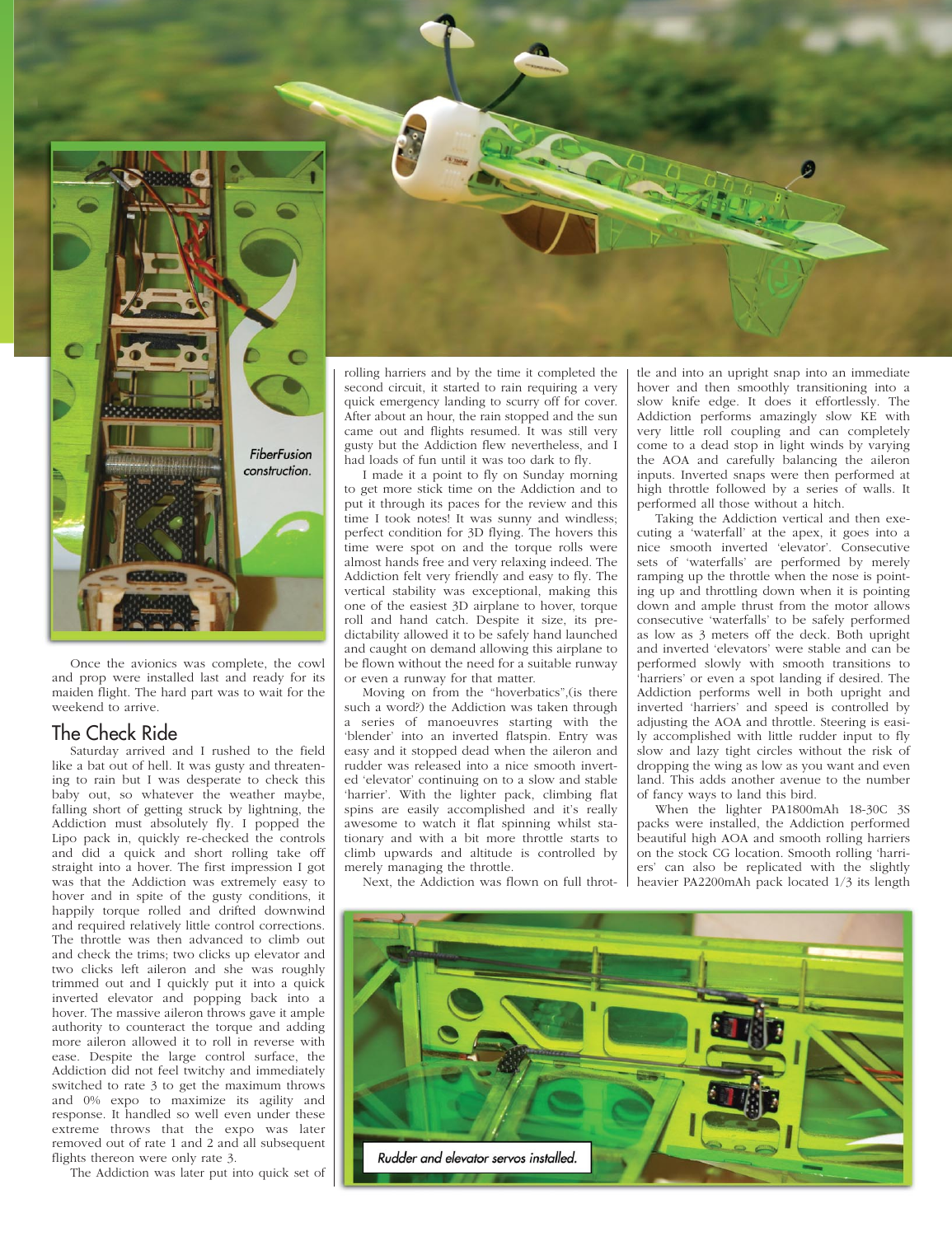*FiberFusion construction.*

Once the avionics was complete, the cowl and prop were installed last and ready for its maiden flight. The hard part was to wait for the weekend to arrive.

## The Check Ride

Saturday arrived and I rushed to the field like a bat out of hell. It was gusty and threatening to rain but I was desperate to check this baby out, so whatever the weather maybe, falling short of getting struck by lightning, the Addiction must absolutely fly. I popped the Lipo pack in, quickly re-checked the controls and did a quick and short rolling take off straight into a hover. The first impression I got was that the Addiction was extremely easy to hover and in spite of the gusty conditions, it happily torque rolled and drifted downwind and required relatively little control corrections. The throttle was then advanced to climb out and check the trims; two clicks up elevator and two clicks left aileron and she was roughly trimmed out and I quickly put it into a quick inverted elevator and popping back into a hover. The massive aileron throws gave it ample authority to counteract the torque and adding more aileron allowed it to roll in reverse with ease. Despite the large control surface, the Addiction did not feel twitchy and immediately switched to rate 3 to get the maximum throws and 0% expo to maximize its agility and response. It handled so well even under these extreme throws that the expo was later removed out of rate 1 and 2 and all subsequent flights thereon were only rate 3.

The Addiction was later put into quick set of rolling harriers and by the time it completed the second circuit, it started to rain requiring a very quick emergency landing to scurry off for cover. After about an hour, the rain stopped and the sun came out and flights resumed. It was still very gusty but the Addiction flew nevertheless, and I had loads of fun until it was too dark to fly.

I made it a point to fly on Sunday morning to get more stick time on the Addiction and to put it through its paces for the review and this time I took notes! It was sunny and windless; perfect condition for 3D flying. The hovers this time were spot on and the torque rolls were almost hands free and very relaxing indeed. The Addiction felt very friendly and easy to fly. The vertical stability was exceptional, making this one of the easiest 3D airplane to hover, torque roll and hand catch. Despite it size, its predictability allowed it to be safely hand launched and caught on demand allowing this airplane to be flown without the need for a suitable runway or even a runway for that matter.

Moving on from the "hoverbatics",(is there such a word?) the Addiction was taken through a series of manoeuvres starting with the 'blender' into an inverted flatspin. Entry was easy and it stopped dead when the aileron and rudder was released into a nice smooth inverted 'elevator' continuing on to a slow and stable 'harrier'. With the lighter pack, climbing flat spins are easily accomplished and it's really awesome to watch it flat spinning whilst stationary and with a bit more throttle starts to climb upwards and altitude is controlled by merely managing the throttle.

Next, the Addiction was flown on full throttle and into an upright snap into an immediate hover and then smoothly transitioning into a slow knife edge. It does it effortlessly. The Addiction performs amazingly slow KE with very little roll coupling and can completely come to a dead stop in light winds by varying the AOA and carefully balancing the aileron inputs. Inverted snaps were then performed at high throttle followed by a series of walls. It performed all those without a hitch.

Taking the Addiction vertical and then executing a 'waterfall' at the apex, it goes into a nice smooth inverted 'elevator'. Consecutive sets of 'waterfalls' are performed by merely ramping up the throttle when the nose is pointing up and throttling down when it is pointing down and ample thrust from the motor allows consecutive 'waterfalls' to be safely performed as low as 3 meters off the deck. Both upright and inverted 'elevators' were stable and can be performed slowly with smooth transitions to 'harriers' or even a spot landing if desired. The Addiction performs well in both upright and inverted 'harriers' and speed is controlled by adjusting the AOA and throttle. Steering is easily accomplished with little rudder input to fly slow and lazy tight circles without the risk of dropping the wing as low as you want and even land. This adds another avenue to the number of fancy ways to land this bird.

When the lighter PA1800mAh 18-30C 3S packs were installed, the Addiction performed beautiful high AOA and smooth rolling harriers on the stock CG location. Smooth rolling 'harriers' can also be replicated with the slightly heavier PA2200mAh pack located 1/3 its length

*Rudder and elevator servos installed.*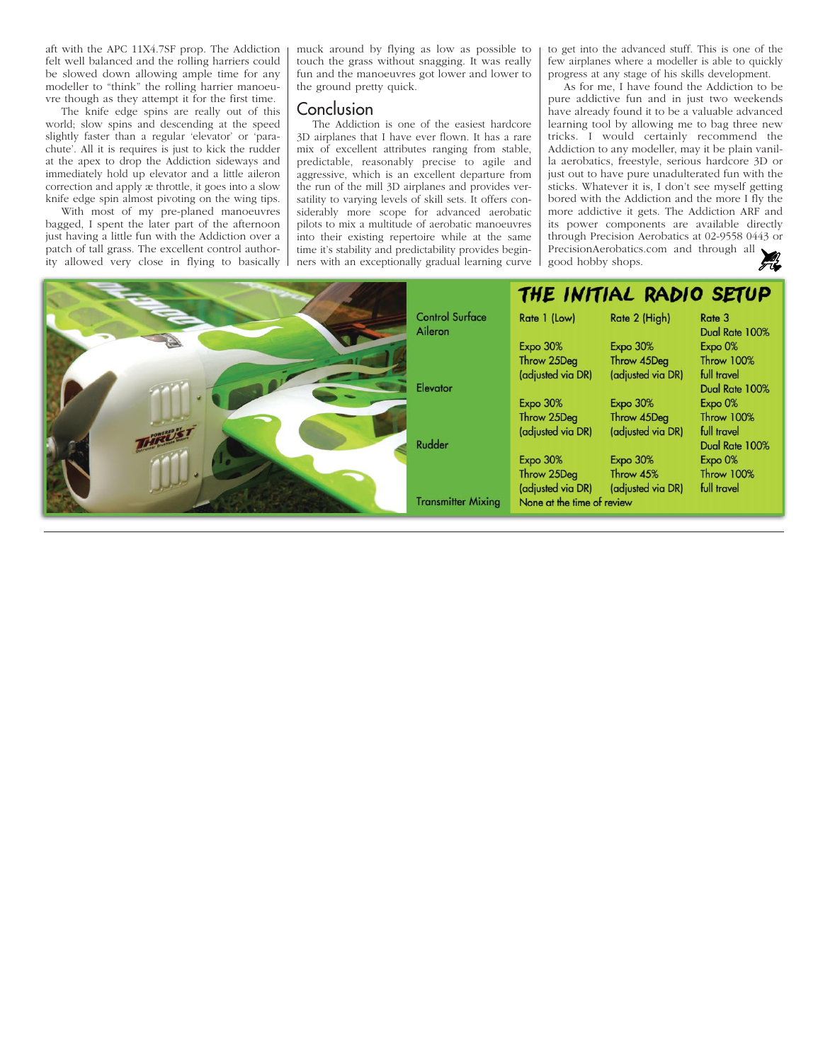aft with the APC 11X4.7SF prop. The Addiction felt well balanced and the rolling harriers could be slowed down allowing ample time for any modeller to "think" the rolling harrier manoeuvre though as they attempt it for the first time.

The knife edge spins are really out of this world; slow spins and descending at the speed slightly faster than a regular 'elevator' or 'parachute'. All it is requires is just to kick the rudder at the apex to drop the Addiction sideways and immediately hold up elevator and a little aileron correction and apply æ throttle, it goes into a slow knife edge spin almost pivoting on the wing tips.

With most of my pre-planed manoeuvres bagged, I spent the later part of the afternoon just having a little fun with the Addiction over a patch of tall grass. The excellent control authority allowed very close in flying to basically muck around by flying as low as possible to touch the grass without snagging. It was really fun and the manoeuvres got lower and lower to the ground pretty quick.

## Conclusion

The Addiction is one of the easiest hardcore 3D airplanes that I have ever flown. It has a rare mix of excellent attributes ranging from stable, predictable, reasonably precise to agile and aggressive, which is an excellent departure from the run of the mill 3D airplanes and provides versatility to varying levels of skill sets. It offers considerably more scope for advanced aerobatic pilots to mix a multitude of aerobatic manoeuvres into their existing repertoire while at the same time it's stability and predictability provides beginners with an exceptionally gradual learning curve to get into the advanced stuff. This is one of the few airplanes where a modeller is able to quickly progress at any stage of his skills development.

As for me, I have found the Addiction to be pure addictive fun and in just two weekends have already found it to be a valuable advanced learning tool by allowing me to bag three new tricks. I would certainly recommend the Addiction to any modeller, may it be plain vanilla aerobatics, freestyle, serious hardcore 3D or just out to have pure unadulterated fun with the sticks. Whatever it is, I don't see myself getting bored with the Addiction and the more I fly the more addictive it gets. The Addiction ARF and its power components are available directly through Precision Aerobatics at 02-9558 0443 or PrecisionAerobatics.com and through all good hobby shops.

## THE INITIAL RADIO SETUP

| Control Surface | Rate 1 (Low) | Rate 2 (High) | Rate 3 |
|---|---|---|---|
| Aileron | | | Dual Rate 100% |
| | Expo 30% | Expo 30% | Expo 0% |
| | Throw 25Deg | Throw 45Deg | Throw 100% |
| | (adjusted via DR) | (adjusted via DR) | full travel |
| Elevator | | | Dual Rate 100% |
| | Expo 30% | Expo 30% | Expo 0% |
| | Throw 25Deg | Throw 45Deg | Throw 100% |
| | (adjusted via DR) | (adjusted via DR) | full travel |
| Rudder | | | Dual Rate 100% |
| | Expo 30% | Expo 30% | Expo 0% |
| | Throw 25Deg | Throw 45% | Throw 100% |
| | (adjusted via DR) | (adjusted via DR) | full travel |
| Transmitter Mixing | None at the time of review | | |